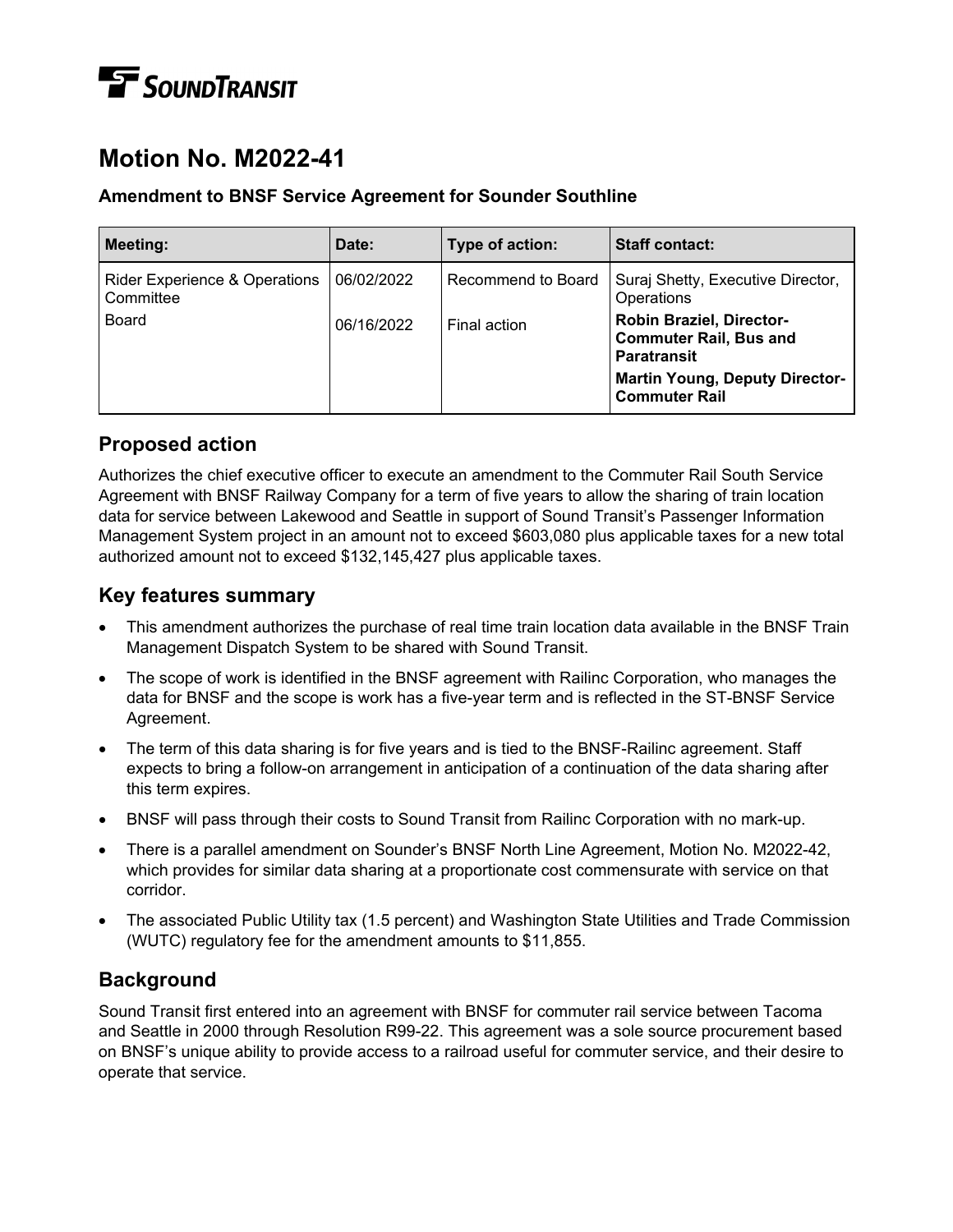SOUNDTRANSIT

# Motion No. M2022-41

### Amendment to BNSF Service Agreement for Sounder Southline

| Meeting: | Date: | Type of action: | Staff contact: |
| --- | --- | --- | --- |
| Rider Experience & Operations Committee | 06/02/2022 | Recommend to Board | Suraj Shetty, Executive Director, Operations |
| Board | 06/16/2022 | Final action | **Robin Braziel, Director-Commuter Rail, Bus and Paratransit**<br>**Martin Young, Deputy Director-Commuter Rail** |

## Proposed action

Authorizes the chief executive officer to execute an amendment to the Commuter Rail South Service Agreement with BNSF Railway Company for a term of five years to allow the sharing of train location data for service between Lakewood and Seattle in support of Sound Transit's Passenger Information Management System project in an amount not to exceed $603,080 plus applicable taxes for a new total authorized amount not to exceed $132,145,427 plus applicable taxes.

## Key features summary

- This amendment authorizes the purchase of real time train location data available in the BNSF Train Management Dispatch System to be shared with Sound Transit.
- The scope of work is identified in the BNSF agreement with Railinc Corporation, who manages the data for BNSF and the scope is work has a five-year term and is reflected in the ST-BNSF Service Agreement.
- The term of this data sharing is for five years and is tied to the BNSF-Railinc agreement. Staff expects to bring a follow-on arrangement in anticipation of a continuation of the data sharing after this term expires.
- BNSF will pass through their costs to Sound Transit from Railinc Corporation with no mark-up.
- There is a parallel amendment on Sounder's BNSF North Line Agreement, Motion No. M2022-42, which provides for similar data sharing at a proportionate cost commensurate with service on that corridor.
- The associated Public Utility tax (1.5 percent) and Washington State Utilities and Trade Commission (WUTC) regulatory fee for the amendment amounts to $11,855.

## Background

Sound Transit first entered into an agreement with BNSF for commuter rail service between Tacoma and Seattle in 2000 through Resolution R99-22. This agreement was a sole source procurement based on BNSF's unique ability to provide access to a railroad useful for commuter service, and their desire to operate that service.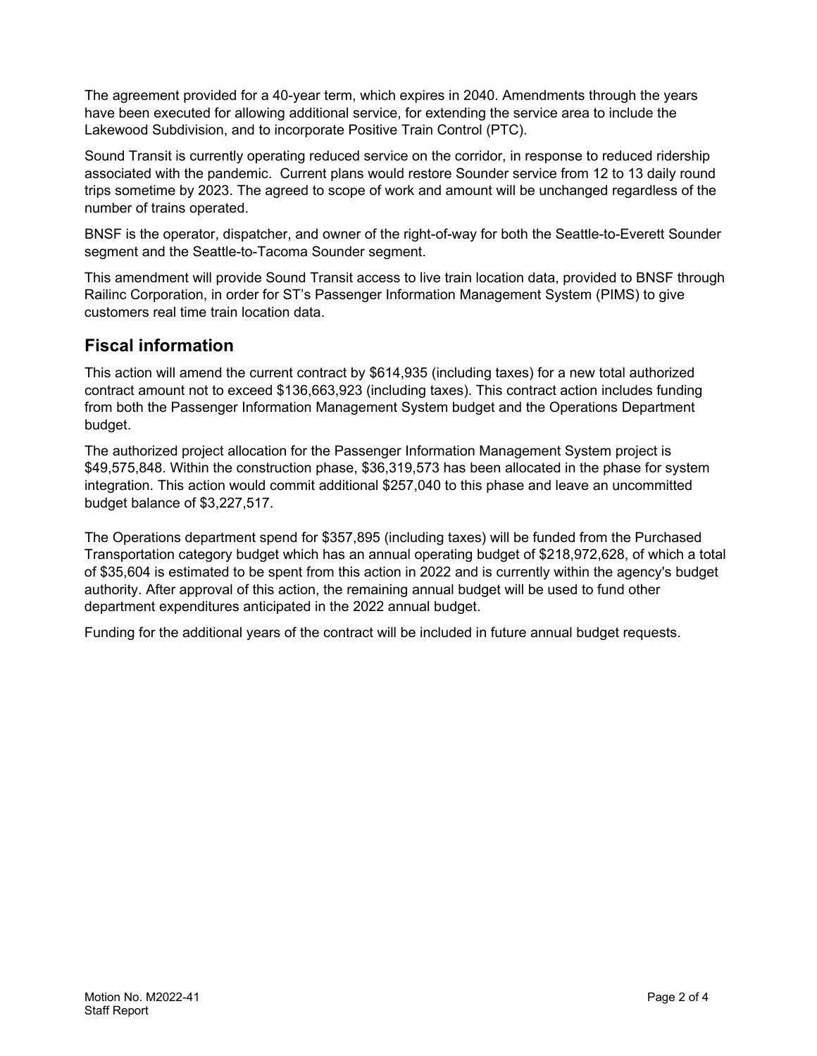The agreement provided for a 40-year term, which expires in 2040. Amendments through the years have been executed for allowing additional service, for extending the service area to include the Lakewood Subdivision, and to incorporate Positive Train Control (PTC).

Sound Transit is currently operating reduced service on the corridor, in response to reduced ridership associated with the pandemic. Current plans would restore Sounder service from 12 to 13 daily round trips sometime by 2023. The agreed to scope of work and amount will be unchanged regardless of the number of trains operated.

BNSF is the operator, dispatcher, and owner of the right-of-way for both the Seattle-to-Everett Sounder segment and the Seattle-to-Tacoma Sounder segment.

This amendment will provide Sound Transit access to live train location data, provided to BNSF through Railinc Corporation, in order for ST's Passenger Information Management System (PIMS) to give customers real time train location data.

## Fiscal information

This action will amend the current contract by $614,935 (including taxes) for a new total authorized contract amount not to exceed $136,663,923 (including taxes). This contract action includes funding from both the Passenger Information Management System budget and the Operations Department budget.

The authorized project allocation for the Passenger Information Management System project is $49,575,848. Within the construction phase, $36,319,573 has been allocated in the phase for system integration. This action would commit additional $257,040 to this phase and leave an uncommitted budget balance of $3,227,517.

The Operations department spend for $357,895 (including taxes) will be funded from the Purchased Transportation category budget which has an annual operating budget of $218,972,628, of which a total of $35,604 is estimated to be spent from this action in 2022 and is currently within the agency's budget authority. After approval of this action, the remaining annual budget will be used to fund other department expenditures anticipated in the 2022 annual budget.

Funding for the additional years of the contract will be included in future annual budget requests.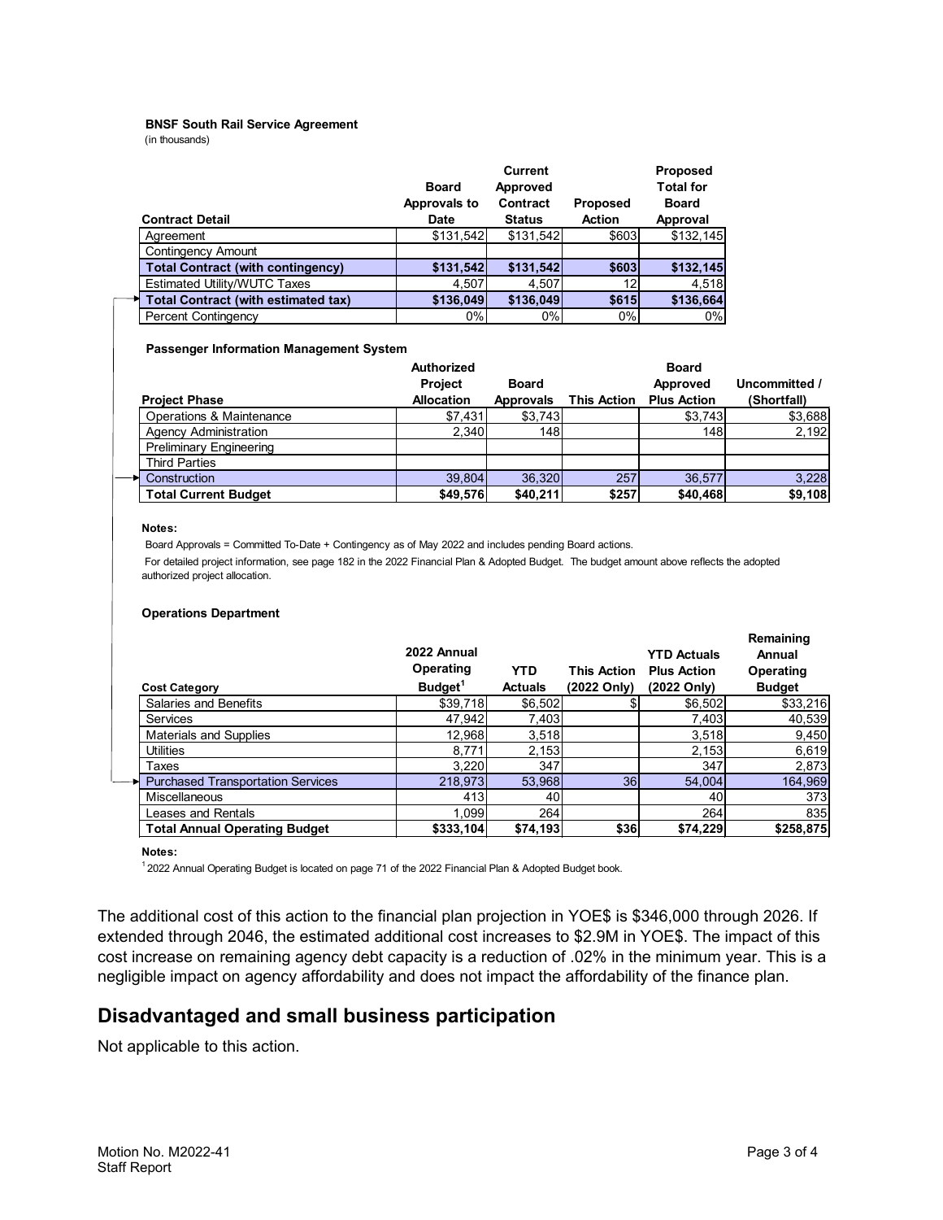**BNSF South Rail Service Agreement**
(in thousands)

| Contract Detail | Board Approvals to Date | Current Approved Contract Status | Proposed Action | Proposed Total for Board Approval |
|---|---|---|---|---|
| Agreement | $131,542 | $131,542 | $603 | $132,145 |
| Contingency Amount | | | | |
| **Total Contract (with contingency)** | **$131,542** | **$131,542** | **$603** | **$132,145** |
| Estimated Utility/WUTC Taxes | 4,507 | 4,507 | 12 | 4,518 |
| **Total Contract (with estimated tax)** | **$136,049** | **$136,049** | **$615** | **$136,664** |
| Percent Contingency | 0% | 0% | 0% | 0% |

**Passenger Information Management System**

| Project Phase | Authorized Project Allocation | Board Approvals | This Action | Board Approved Plus Action | Uncommitted / (Shortfall) |
|---|---|---|---|---|---|
| Operations & Maintenance | $7,431 | $3,743 | | $3,743 | $3,688 |
| Agency Administration | 2,340 | 148 | | 148 | 2,192 |
| Preliminary Engineering | | | | | |
| Third Parties | | | | | |
| Construction | 39,804 | 36,320 | 257 | 36,577 | 3,228 |
| **Total Current Budget** | **$49,576** | **$40,211** | **$257** | **$40,468** | **$9,108** |

**Notes:**

Board Approvals = Committed To-Date + Contingency as of May 2022 and includes pending Board actions.

For detailed project information, see page 182 in the 2022 Financial Plan & Adopted Budget. The budget amount above reflects the adopted authorized project allocation.

**Operations Department**

| Cost Category | 2022 Annual Operating Budget[1] | YTD Actuals | This Action (2022 Only) | YTD Actuals Plus Action (2022 Only) | Remaining Annual Operating Budget |
|---|---|---|---|---|---|
| Salaries and Benefits | $39,718 | $6,502 | $ | $6,502 | $33,216 |
| Services | 47,942 | 7,403 | | 7,403 | 40,539 |
| Materials and Supplies | 12,968 | 3,518 | | 3,518 | 9,450 |
| Utilities | 8,771 | 2,153 | | 2,153 | 6,619 |
| Taxes | 3,220 | 347 | | 347 | 2,873 |
| Purchased Transportation Services | 218,973 | 53,968 | 36 | 54,004 | 164,969 |
| Miscellaneous | 413 | 40 | | 40 | 373 |
| Leases and Rentals | 1,099 | 264 | | 264 | 835 |
| **Total Annual Operating Budget** | **$333,104** | **$74,193** | **$36** | **$74,229** | **$258,875** |

**Notes:**

[1] 2022 Annual Operating Budget is located on page 71 of the 2022 Financial Plan & Adopted Budget book.

The additional cost of this action to the financial plan projection in YOE$ is $346,000 through 2026. If extended through 2046, the estimated additional cost increases to $2.9M in YOE$. The impact of this cost increase on remaining agency debt capacity is a reduction of .02% in the minimum year. This is a negligible impact on agency affordability and does not impact the affordability of the finance plan.

## Disadvantaged and small business participation

Not applicable to this action.

Motion No. M2022-41
Staff Report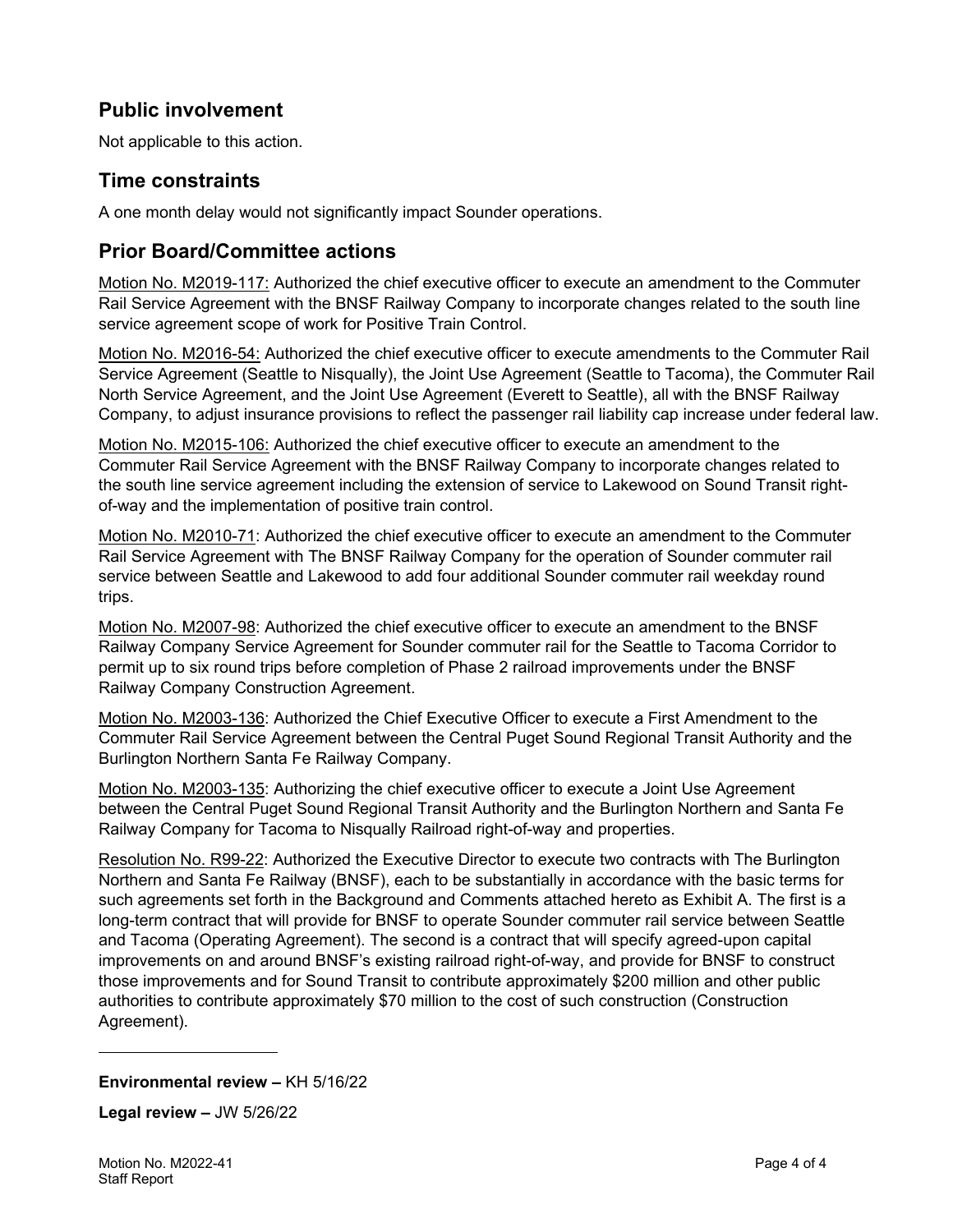## Public involvement

Not applicable to this action.

## Time constraints

A one month delay would not significantly impact Sounder operations.

## Prior Board/Committee actions

Motion No. M2019-117: Authorized the chief executive officer to execute an amendment to the Commuter Rail Service Agreement with the BNSF Railway Company to incorporate changes related to the south line service agreement scope of work for Positive Train Control.

Motion No. M2016-54: Authorized the chief executive officer to execute amendments to the Commuter Rail Service Agreement (Seattle to Nisqually), the Joint Use Agreement (Seattle to Tacoma), the Commuter Rail North Service Agreement, and the Joint Use Agreement (Everett to Seattle), all with the BNSF Railway Company, to adjust insurance provisions to reflect the passenger rail liability cap increase under federal law.

Motion No. M2015-106: Authorized the chief executive officer to execute an amendment to the Commuter Rail Service Agreement with the BNSF Railway Company to incorporate changes related to the south line service agreement including the extension of service to Lakewood on Sound Transit right-of-way and the implementation of positive train control.

Motion No. M2010-71: Authorized the chief executive officer to execute an amendment to the Commuter Rail Service Agreement with The BNSF Railway Company for the operation of Sounder commuter rail service between Seattle and Lakewood to add four additional Sounder commuter rail weekday round trips.

Motion No. M2007-98: Authorized the chief executive officer to execute an amendment to the BNSF Railway Company Service Agreement for Sounder commuter rail for the Seattle to Tacoma Corridor to permit up to six round trips before completion of Phase 2 railroad improvements under the BNSF Railway Company Construction Agreement.

Motion No. M2003-136: Authorized the Chief Executive Officer to execute a First Amendment to the Commuter Rail Service Agreement between the Central Puget Sound Regional Transit Authority and the Burlington Northern Santa Fe Railway Company.

Motion No. M2003-135: Authorizing the chief executive officer to execute a Joint Use Agreement between the Central Puget Sound Regional Transit Authority and the Burlington Northern and Santa Fe Railway Company for Tacoma to Nisqually Railroad right-of-way and properties.

Resolution No. R99-22: Authorized the Executive Director to execute two contracts with The Burlington Northern and Santa Fe Railway (BNSF), each to be substantially in accordance with the basic terms for such agreements set forth in the Background and Comments attached hereto as Exhibit A. The first is a long-term contract that will provide for BNSF to operate Sounder commuter rail service between Seattle and Tacoma (Operating Agreement). The second is a contract that will specify agreed-upon capital improvements on and around BNSF's existing railroad right-of-way, and provide for BNSF to construct those improvements and for Sound Transit to contribute approximately $200 million and other public authorities to contribute approximately $70 million to the cost of such construction (Construction Agreement).

---

**Environmental review –** KH 5/16/22

**Legal review –** JW 5/26/22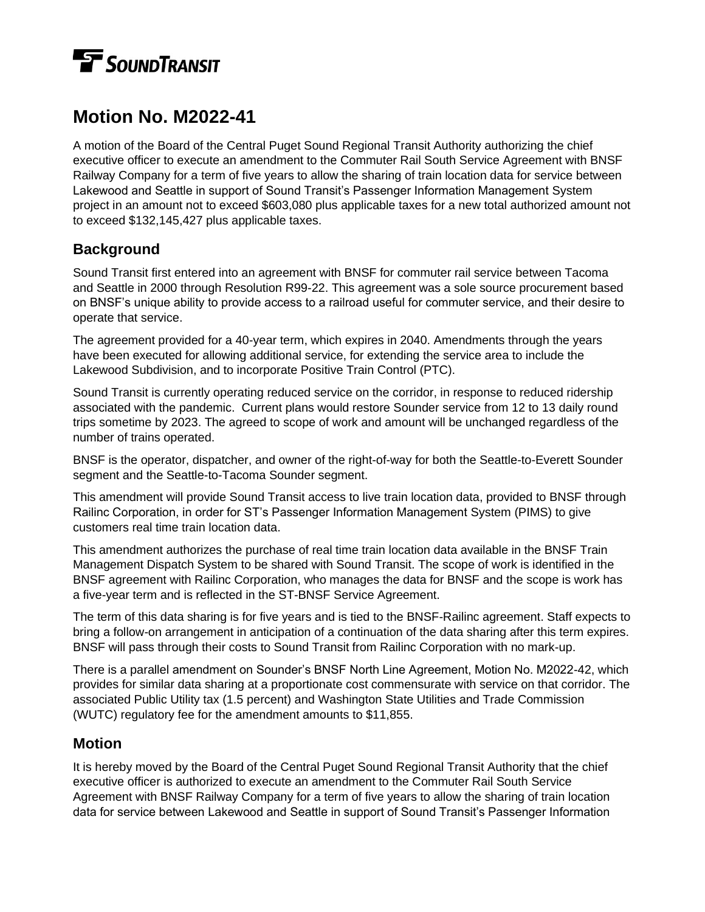# Motion No. M2022-41

A motion of the Board of the Central Puget Sound Regional Transit Authority authorizing the chief executive officer to execute an amendment to the Commuter Rail South Service Agreement with BNSF Railway Company for a term of five years to allow the sharing of train location data for service between Lakewood and Seattle in support of Sound Transit's Passenger Information Management System project in an amount not to exceed $603,080 plus applicable taxes for a new total authorized amount not to exceed $132,145,427 plus applicable taxes.

## Background

Sound Transit first entered into an agreement with BNSF for commuter rail service between Tacoma and Seattle in 2000 through Resolution R99-22. This agreement was a sole source procurement based on BNSF's unique ability to provide access to a railroad useful for commuter service, and their desire to operate that service.

The agreement provided for a 40-year term, which expires in 2040. Amendments through the years have been executed for allowing additional service, for extending the service area to include the Lakewood Subdivision, and to incorporate Positive Train Control (PTC).

Sound Transit is currently operating reduced service on the corridor, in response to reduced ridership associated with the pandemic. Current plans would restore Sounder service from 12 to 13 daily round trips sometime by 2023. The agreed to scope of work and amount will be unchanged regardless of the number of trains operated.

BNSF is the operator, dispatcher, and owner of the right-of-way for both the Seattle-to-Everett Sounder segment and the Seattle-to-Tacoma Sounder segment.

This amendment will provide Sound Transit access to live train location data, provided to BNSF through Railinc Corporation, in order for ST's Passenger Information Management System (PIMS) to give customers real time train location data.

This amendment authorizes the purchase of real time train location data available in the BNSF Train Management Dispatch System to be shared with Sound Transit. The scope of work is identified in the BNSF agreement with Railinc Corporation, who manages the data for BNSF and the scope is work has a five-year term and is reflected in the ST-BNSF Service Agreement.

The term of this data sharing is for five years and is tied to the BNSF-Railinc agreement. Staff expects to bring a follow-on arrangement in anticipation of a continuation of the data sharing after this term expires. BNSF will pass through their costs to Sound Transit from Railinc Corporation with no mark-up.

There is a parallel amendment on Sounder's BNSF North Line Agreement, Motion No. M2022-42, which provides for similar data sharing at a proportionate cost commensurate with service on that corridor. The associated Public Utility tax (1.5 percent) and Washington State Utilities and Trade Commission (WUTC) regulatory fee for the amendment amounts to $11,855.

## Motion

It is hereby moved by the Board of the Central Puget Sound Regional Transit Authority that the chief executive officer is authorized to execute an amendment to the Commuter Rail South Service Agreement with BNSF Railway Company for a term of five years to allow the sharing of train location data for service between Lakewood and Seattle in support of Sound Transit's Passenger Information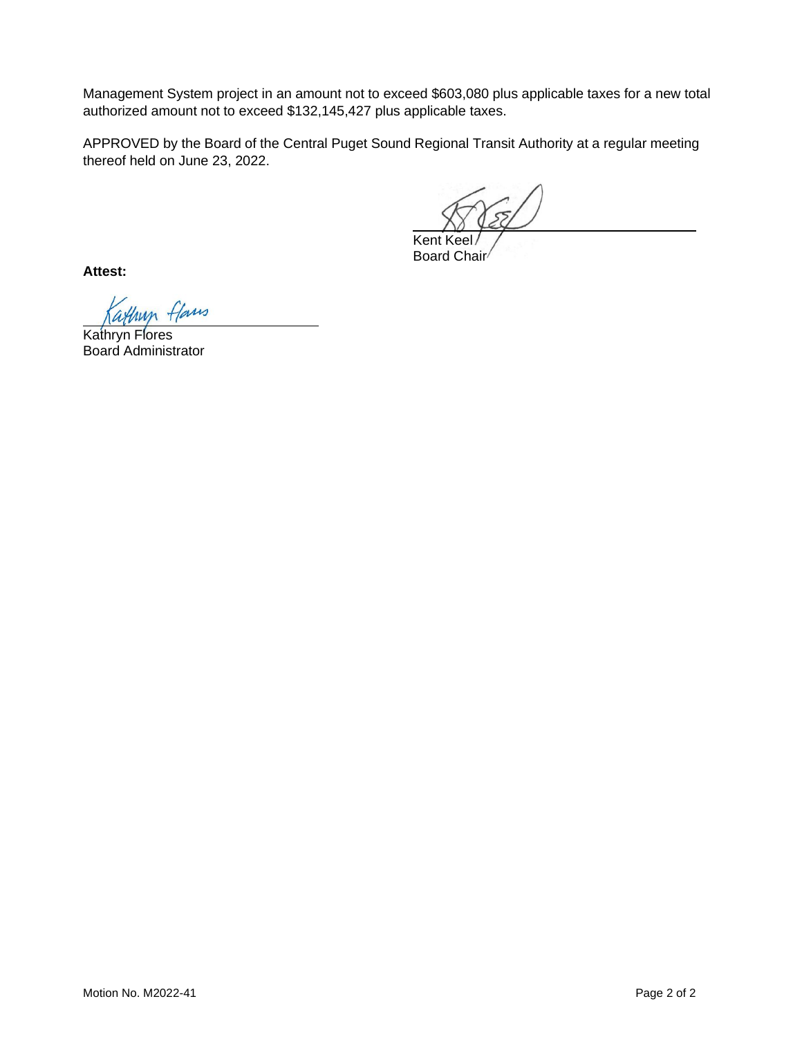Management System project in an amount not to exceed $603,080 plus applicable taxes for a new total authorized amount not to exceed $132,145,427 plus applicable taxes.

APPROVED by the Board of the Central Puget Sound Regional Transit Authority at a regular meeting thereof held on June 23, 2022.

Kent Keel
Board Chair

**Attest:**

Kathryn Flores
Board Administrator

Motion No. M2022-41